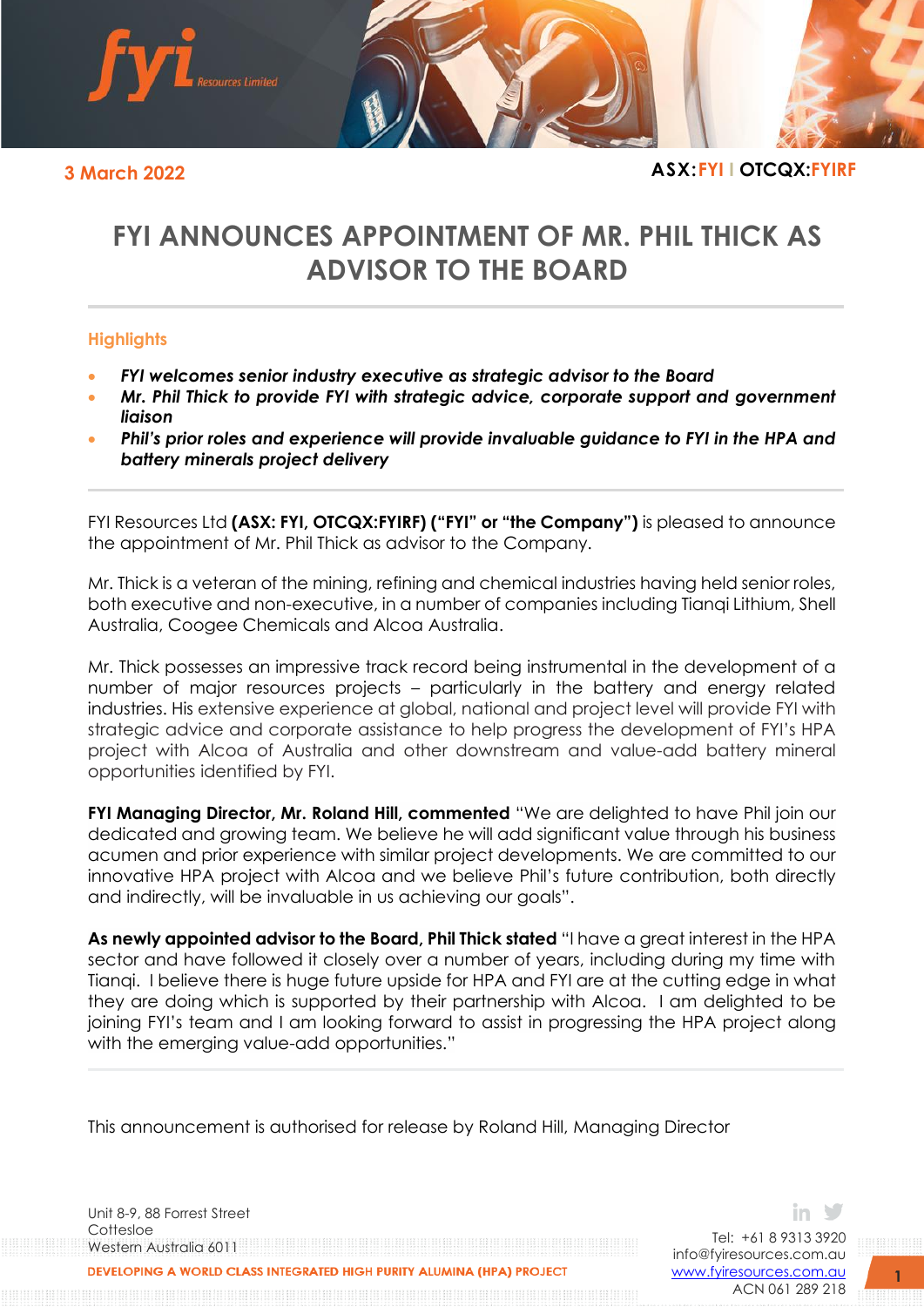**3 March 2022**

**ASX:FYI | OTCQX:FYIRF**

# FYI ANNOUNCES APPOINTMENT OF MR. PHIL THICK AS ADVISOR TO THE BOARD

## Highlights

- ***FYI welcomes senior industry executive as strategic advisor to the Board***
- ***Mr. Phil Thick to provide FYI with strategic advice, corporate support and government liaison***
- ***Phil's prior roles and experience will provide invaluable guidance to FYI in the HPA and battery minerals project delivery***

FYI Resources Ltd **(ASX: FYI, OTCQX:FYIRF) ("FYI" or "the Company")** is pleased to announce the appointment of Mr. Phil Thick as advisor to the Company.

Mr. Thick is a veteran of the mining, refining and chemical industries having held senior roles, both executive and non-executive, in a number of companies including Tianqi Lithium, Shell Australia, Coogee Chemicals and Alcoa Australia.

Mr. Thick possesses an impressive track record being instrumental in the development of a number of major resources projects – particularly in the battery and energy related industries. His extensive experience at global, national and project level will provide FYI with strategic advice and corporate assistance to help progress the development of FYI's HPA project with Alcoa of Australia and other downstream and value-add battery mineral opportunities identified by FYI.

**FYI Managing Director, Mr. Roland Hill, commented** "We are delighted to have Phil join our dedicated and growing team. We believe he will add significant value through his business acumen and prior experience with similar project developments. We are committed to our innovative HPA project with Alcoa and we believe Phil's future contribution, both directly and indirectly, will be invaluable in us achieving our goals".

**As newly appointed advisor to the Board, Phil Thick stated** "I have a great interest in the HPA sector and have followed it closely over a number of years, including during my time with Tianqi. I believe there is huge future upside for HPA and FYI are at the cutting edge in what they are doing which is supported by their partnership with Alcoa. I am delighted to be joining FYI's team and I am looking forward to assist in progressing the HPA project along with the emerging value-add opportunities."

This announcement is authorised for release by Roland Hill, Managing Director

Unit 8-9, 88 Forrest Street
Cottesloe
Western Australia 6011

Tel: +61 8 9313 3920
info@fyiresources.com.au
www.fyiresources.com.au
ACN 061 289 218

DEVELOPING A WORLD CLASS INTEGRATED HIGH PURITY ALUMINA (HPA) PROJECT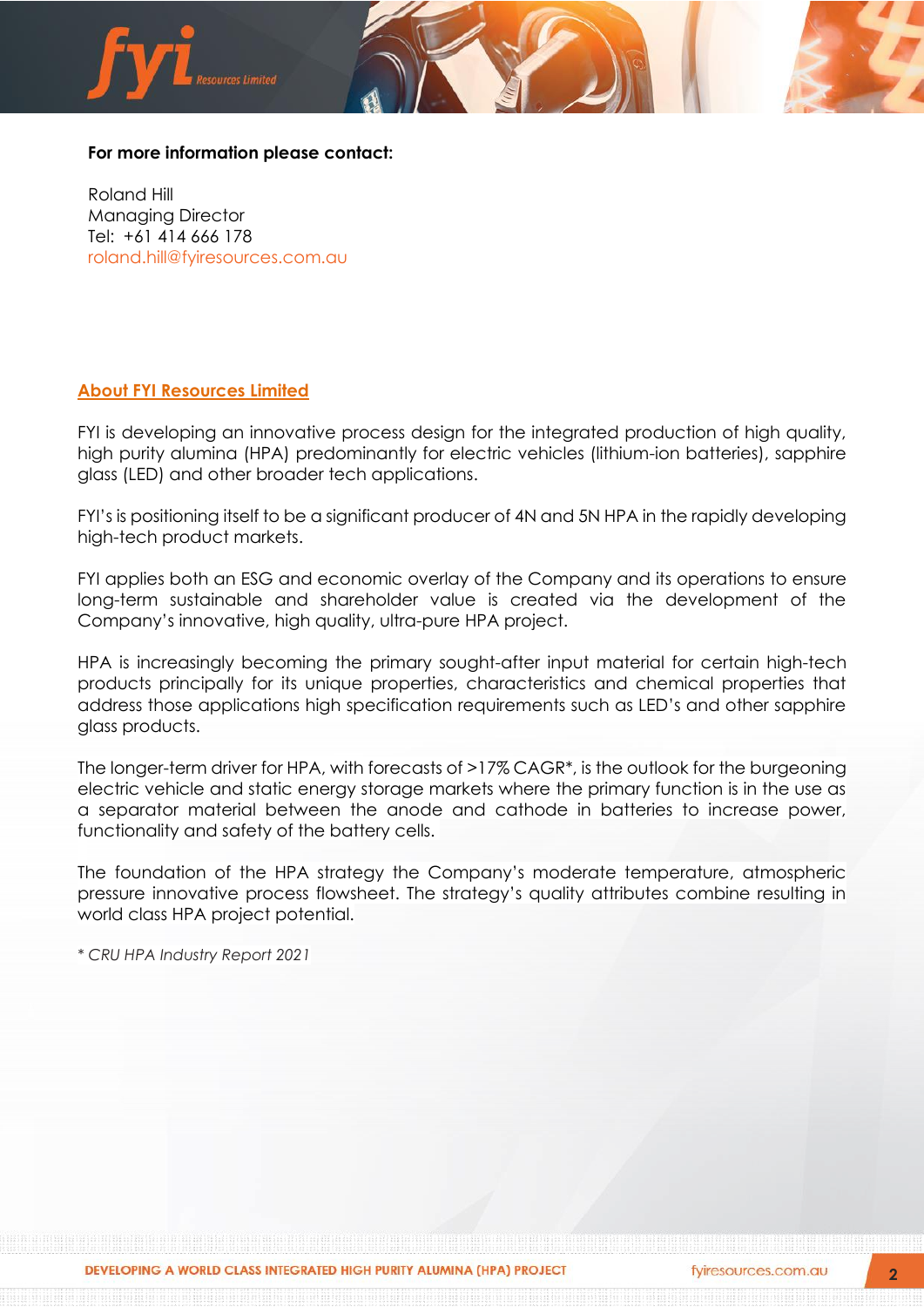**For more information please contact:**

Roland Hill
Managing Director
Tel: +61 414 666 178
roland.hill@fyiresources.com.au

## About FYI Resources Limited

FYI is developing an innovative process design for the integrated production of high quality, high purity alumina (HPA) predominantly for electric vehicles (lithium-ion batteries), sapphire glass (LED) and other broader tech applications.

FYI's is positioning itself to be a significant producer of 4N and 5N HPA in the rapidly developing high-tech product markets.

FYI applies both an ESG and economic overlay of the Company and its operations to ensure long-term sustainable and shareholder value is created via the development of the Company's innovative, high quality, ultra-pure HPA project.

HPA is increasingly becoming the primary sought-after input material for certain high-tech products principally for its unique properties, characteristics and chemical properties that address those applications high specification requirements such as LED's and other sapphire glass products.

The longer-term driver for HPA, with forecasts of >17% CAGR*, is the outlook for the burgeoning electric vehicle and static energy storage markets where the primary function is in the use as a separator material between the anode and cathode in batteries to increase power, functionality and safety of the battery cells.

The foundation of the HPA strategy the Company's moderate temperature, atmospheric pressure innovative process flowsheet. The strategy's quality attributes combine resulting in world class HPA project potential.

*\* CRU HPA Industry Report 2021*